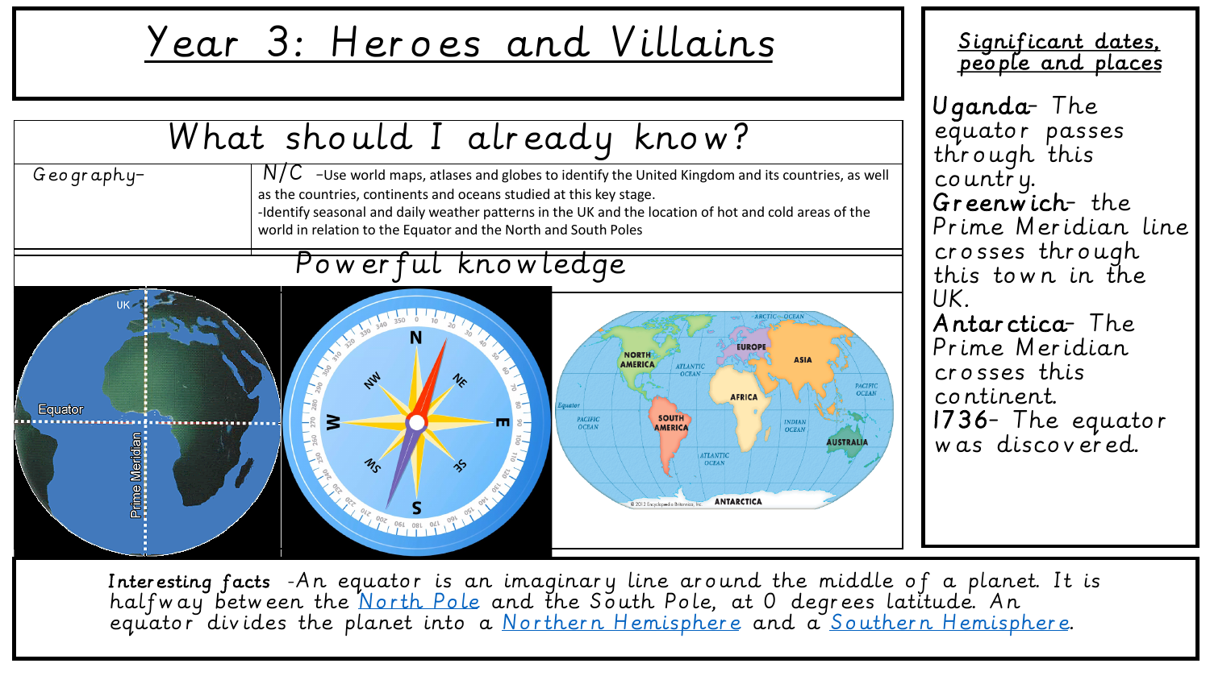# Year 3: Heroes and Villains

## What should I already know?

| Geography- | N/C -Use world maps, atlases and globes to identify the United Kingdom and its countries, as well as the countries, continents and oceans studied at this key stage.<br>-Identify seasonal and daily weather patterns in the UK and the location of hot and cold areas of the world in relation to the Equator and the North and South Poles |
|---|---|

## Powerful knowledge

## Significant dates, people and places

**Uganda**- The equator passes through this country.

**Greenwich**- the Prime Meridian line crosses through this town in the UK.

**Antarctica**- The Prime Meridian crosses this continent.

**1736**- The equator was discovered.

**Interesting facts** -An equator is an imaginary line around the middle of a planet. It is halfway between the North Pole and the South Pole, at 0 degrees latitude. An equator divides the planet into a Northern Hemisphere and a Southern Hemisphere.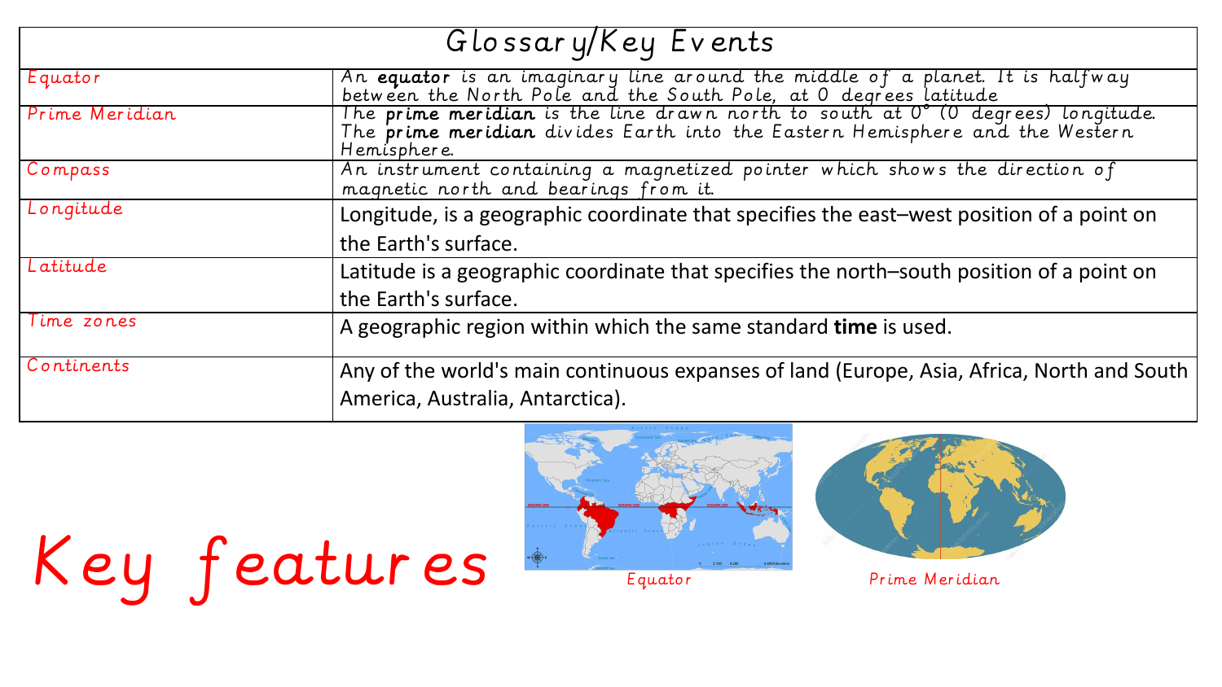| Glossary/Key Events | |
|---|---|
| Equator | An **equator** is an imaginary line around the middle of a planet. It is halfway between the North Pole and the South Pole, at 0 degrees latitude |
| Prime Meridian | The **prime meridian** is the line drawn north to south at 0° (0 degrees) longitude. The **prime meridian** divides Earth into the Eastern Hemisphere and the Western Hemisphere. |
| Compass | An instrument containing a magnetized pointer which shows the direction of magnetic north and bearings from it. |
| Longitude | Longitude, is a geographic coordinate that specifies the east–west position of a point on the Earth's surface. |
| Latitude | Latitude is a geographic coordinate that specifies the north–south position of a point on the Earth's surface. |
| Time zones | A geographic region within which the same standard **time** is used. |
| Continents | Any of the world's main continuous expanses of land (Europe, Asia, Africa, North and South America, Australia, Antarctica). |

# Key features

Equator

Prime Meridian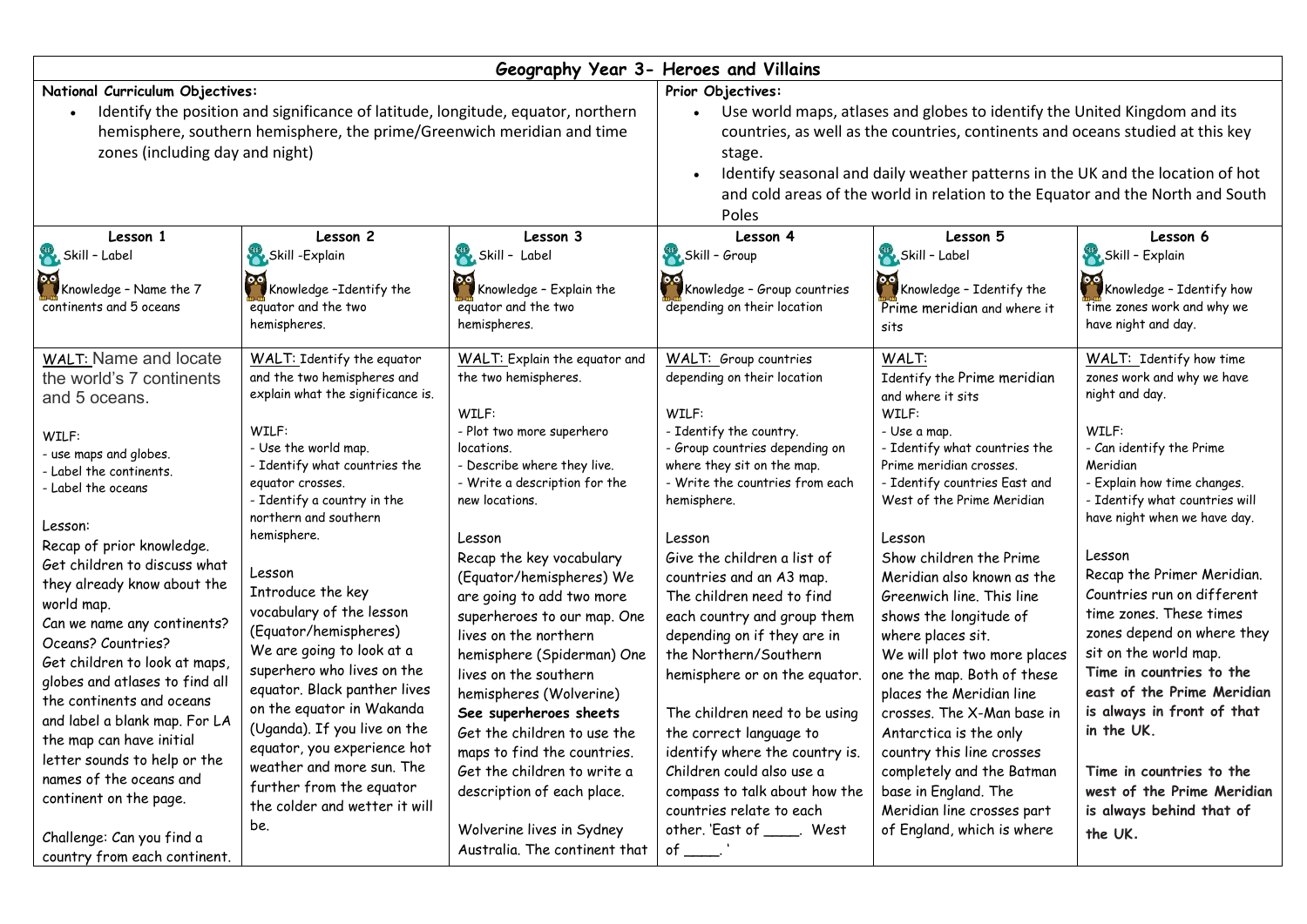# Geography Year 3- Heroes and Villains

| National Curriculum Objectives: | Prior Objectives: |
|---|---|
| • Identify the position and significance of latitude, longitude, equator, northern hemisphere, southern hemisphere, the prime/Greenwich meridian and time zones (including day and night) | • Use world maps, atlases and globes to identify the United Kingdom and its countries, as well as the countries, continents and oceans studied at this key stage.<br>• Identify seasonal and daily weather patterns in the UK and the location of hot and cold areas of the world in relation to the Equator and the North and South Poles |

| Lesson 1 | Lesson 2 | Lesson 3 | Lesson 4 | Lesson 5 | Lesson 6 |
|---|---|---|---|---|---|
| Skill – Label<br><br>Knowledge – Name the 7 continents and 5 oceans | Skill -Explain<br><br>Knowledge –Identify the equator and the two hemispheres. | Skill – Label<br><br>Knowledge – Explain the equator and the two hemispheres. | Skill – Group<br><br>Knowledge – Group countries depending on their location | Skill – Label<br><br>Knowledge – Identify the Prime meridian and where it sits | Skill – Explain<br><br>Knowledge – Identify how time zones work and why we have night and day. |
| WALT: Name and locate the world's 7 continents and 5 oceans.<br><br>WILF:<br>- use maps and globes.<br>- Label the continents.<br>- Label the oceans<br><br>Lesson:<br>Recap of prior knowledge. Get children to discuss what they already know about the world map.<br>Can we name any continents? Oceans? Countries?<br>Get children to look at maps, globes and atlases to find all the continents and oceans and label a blank map. For LA the map can have initial letter sounds to help or the names of the oceans and continent on the page.<br><br>Challenge: Can you find a country from each continent. | WALT: Identify the equator and the two hemispheres and explain what the significance is.<br><br>WILF:<br>- Use the world map.<br>- Identify what countries the equator crosses.<br>- Identify a country in the northern and southern hemisphere.<br><br>Lesson<br>Introduce the key vocabulary of the lesson (Equator/hemispheres)<br>We are going to look at a superhero who lives on the equator. Black panther lives on the equator in Wakanda (Uganda). If you live on the equator, you experience hot weather and more sun. The further from the equator the colder and wetter it will be. | WALT: Explain the equator and the two hemispheres.<br><br>WILF:<br>- Plot two more superhero locations.<br>- Describe where they live.<br>- Write a description for the new locations.<br><br>Lesson<br>Recap the key vocabulary (Equator/hemispheres) We are going to add two more superheroes to our map. One lives on the northern hemisphere (Spiderman) One lives on the southern hemispheres (Wolverine)<br>**See superheroes sheets**<br>Get the children to use the maps to find the countries. Get the children to write a description of each place.<br><br>Wolverine lives in Sydney Australia. The continent that | WALT: Group countries depending on their location<br><br>WILF:<br>- Identify the country.<br>- Group countries depending on where they sit on the map.<br>- Write the countries from each hemisphere.<br><br>Lesson<br>Give the children a list of countries and an A3 map. The children need to find each country and group them depending on if they are in the Northern/Southern hemisphere or on the equator.<br><br>The children need to be using the correct language to identify where the country is. Children could also use a compass to talk about how the countries relate to each other. 'East of ____. West of ____.' | WALT:<br>Identify the Prime meridian and where it sits<br>WILF:<br>- Use a map.<br>- Identify what countries the Prime meridian crosses.<br>- Identify countries East and West of the Prime Meridian<br><br>Lesson<br>Show children the Prime Meridian also known as the Greenwich line. This line shows the longitude of where places sit.<br>We will plot two more places one the map. Both of these places the Meridian line crosses. The X-Man base in Antarctica is the only country this line crosses completely and the Batman base in England. The Meridian line crosses part of England, which is where | WALT: Identify how time zones work and why we have night and day.<br><br>WILF:<br>- Can identify the Prime Meridian<br>- Explain how time changes.<br>- Identify what countries will have night when we have day.<br><br>Lesson<br>Recap the Primer Meridian. Countries run on different time zones. These times zones depend on where they sit on the world map.<br>**Time in countries to the east of the Prime Meridian is always in front of that in the UK.**<br><br>**Time in countries to the west of the Prime Meridian is always behind that of the UK.** |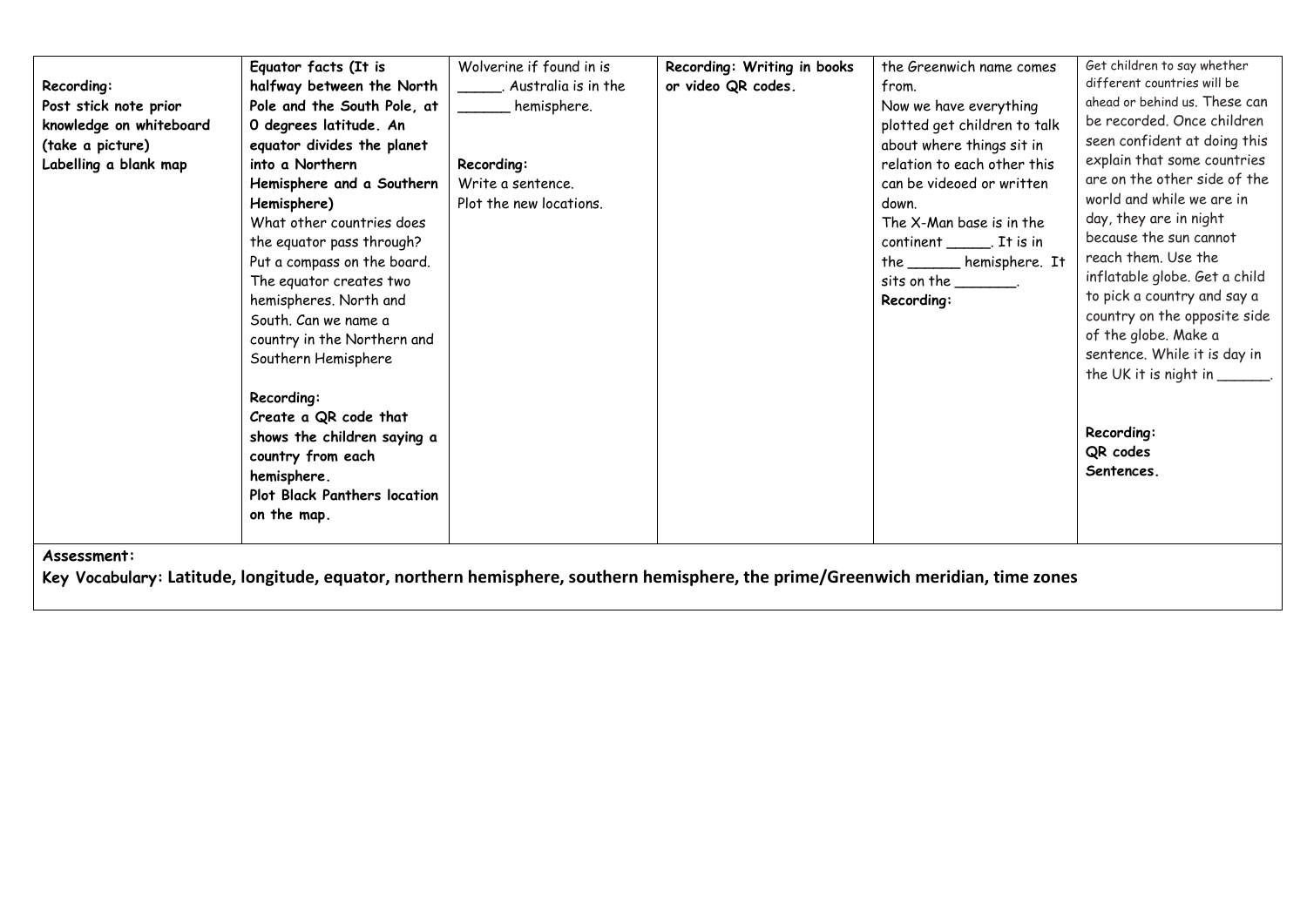| | | | | | |
|---|---|---|---|---|---|
| **Recording:**<br>**Post stick note prior knowledge on whiteboard (take a picture)**<br>**Labelling a blank map** | **Equator facts (It is halfway between the North Pole and the South Pole, at 0 degrees latitude. An equator divides the planet into a Northern Hemisphere and a Southern Hemisphere)**<br>What other countries does the equator pass through?<br>Put a compass on the board. The equator creates two hemispheres. North and South. Can we name a country in the Northern and Southern Hemisphere<br><br>**Recording:**<br>**Create a QR code that shows the children saying a country from each hemisphere.**<br>**Plot Black Panthers location on the map.** | Wolverine if found in is _____. Australia is in the ______ hemisphere.<br><br>**Recording:**<br>Write a sentence.<br>Plot the new locations. | **Recording: Writing in books or video QR codes.** | the Greenwich name comes from.<br>Now we have everything plotted get children to talk about where things sit in relation to each other this can be videoed or written down.<br>The X-Man base is in the continent _____. It is in the ______ hemisphere. It sits on the _______.<br>**Recording:** | Get children to say whether different countries will be ahead or behind us. These can be recorded. Once children seen confident at doing this explain that some countries are on the other side of the world and while we are in day, they are in night because the sun cannot reach them. Use the inflatable globe. Get a child to pick a country and say a country on the opposite side of the globe. Make a sentence. While it is day in the UK it is night in ______.<br><br>**Recording:**<br>**QR codes**<br>**Sentences.** |

**Assessment:**

**Key Vocabulary: Latitude, longitude, equator, northern hemisphere, southern hemisphere, the prime/Greenwich meridian, time zones**